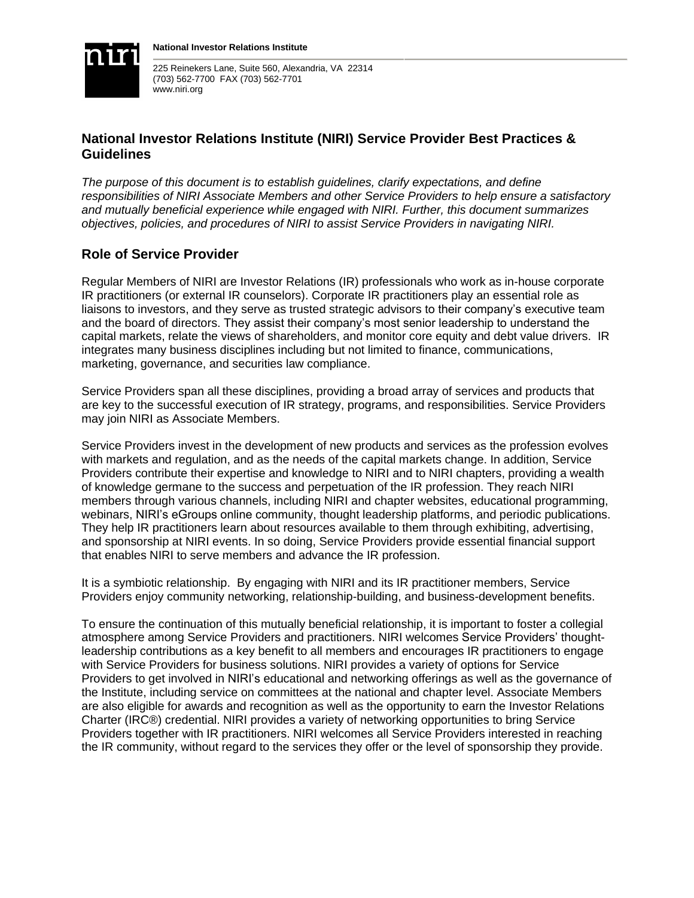**National Investor Relations Institute**

225 Reinekers Lane, Suite 560, Alexandria, VA 22314
(703) 562-7700 FAX (703) 562-7701
www.niri.org

## National Investor Relations Institute (NIRI) Service Provider Best Practices & Guidelines

*The purpose of this document is to establish guidelines, clarify expectations, and define responsibilities of NIRI Associate Members and other Service Providers to help ensure a satisfactory and mutually beneficial experience while engaged with NIRI. Further, this document summarizes objectives, policies, and procedures of NIRI to assist Service Providers in navigating NIRI.*

## Role of Service Provider

Regular Members of NIRI are Investor Relations (IR) professionals who work as in-house corporate IR practitioners (or external IR counselors). Corporate IR practitioners play an essential role as liaisons to investors, and they serve as trusted strategic advisors to their company's executive team and the board of directors. They assist their company's most senior leadership to understand the capital markets, relate the views of shareholders, and monitor core equity and debt value drivers. IR integrates many business disciplines including but not limited to finance, communications, marketing, governance, and securities law compliance.

Service Providers span all these disciplines, providing a broad array of services and products that are key to the successful execution of IR strategy, programs, and responsibilities. Service Providers may join NIRI as Associate Members.

Service Providers invest in the development of new products and services as the profession evolves with markets and regulation, and as the needs of the capital markets change. In addition, Service Providers contribute their expertise and knowledge to NIRI and to NIRI chapters, providing a wealth of knowledge germane to the success and perpetuation of the IR profession. They reach NIRI members through various channels, including NIRI and chapter websites, educational programming, webinars, NIRI's eGroups online community, thought leadership platforms, and periodic publications. They help IR practitioners learn about resources available to them through exhibiting, advertising, and sponsorship at NIRI events. In so doing, Service Providers provide essential financial support that enables NIRI to serve members and advance the IR profession.

It is a symbiotic relationship. By engaging with NIRI and its IR practitioner members, Service Providers enjoy community networking, relationship-building, and business-development benefits.

To ensure the continuation of this mutually beneficial relationship, it is important to foster a collegial atmosphere among Service Providers and practitioners. NIRI welcomes Service Providers' thought-leadership contributions as a key benefit to all members and encourages IR practitioners to engage with Service Providers for business solutions. NIRI provides a variety of options for Service Providers to get involved in NIRI's educational and networking offerings as well as the governance of the Institute, including service on committees at the national and chapter level. Associate Members are also eligible for awards and recognition as well as the opportunity to earn the Investor Relations Charter (IRC®) credential. NIRI provides a variety of networking opportunities to bring Service Providers together with IR practitioners. NIRI welcomes all Service Providers interested in reaching the IR community, without regard to the services they offer or the level of sponsorship they provide.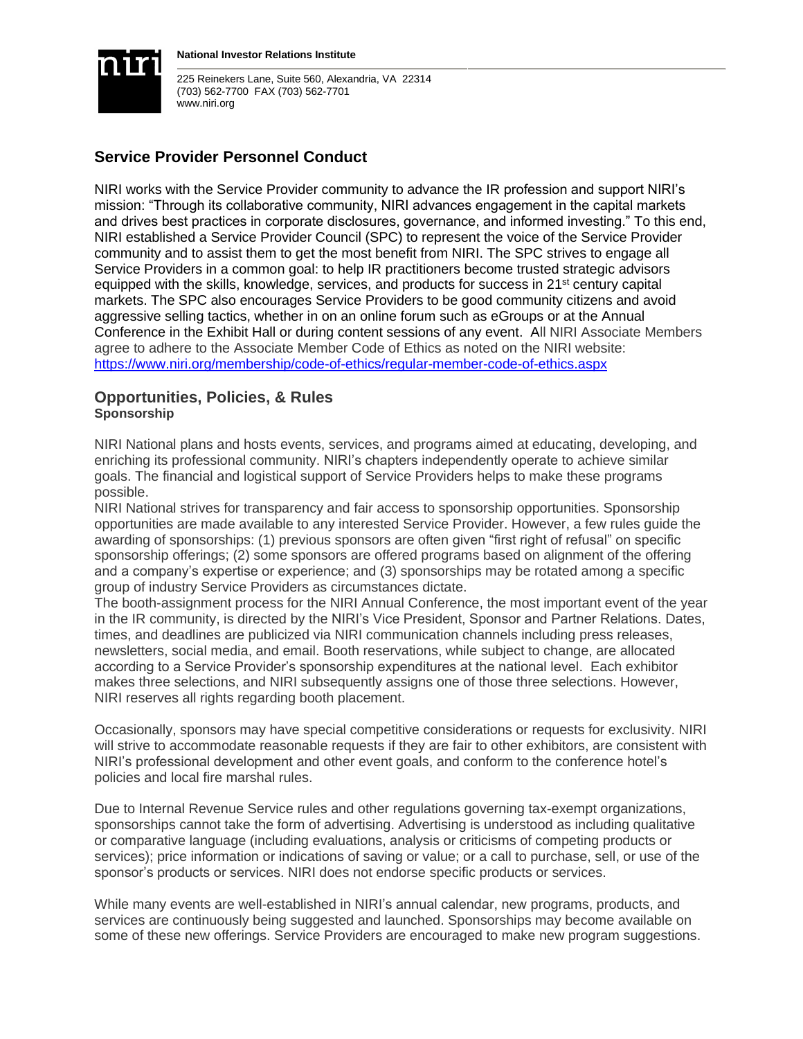**National Investor Relations Institute**

225 Reinekers Lane, Suite 560, Alexandria, VA 22314
(703) 562-7700 FAX (703) 562-7701
www.niri.org

## Service Provider Personnel Conduct

NIRI works with the Service Provider community to advance the IR profession and support NIRI's mission: "Through its collaborative community, NIRI advances engagement in the capital markets and drives best practices in corporate disclosures, governance, and informed investing." To this end, NIRI established a Service Provider Council (SPC) to represent the voice of the Service Provider community and to assist them to get the most benefit from NIRI. The SPC strives to engage all Service Providers in a common goal: to help IR practitioners become trusted strategic advisors equipped with the skills, knowledge, services, and products for success in 21st century capital markets. The SPC also encourages Service Providers to be good community citizens and avoid aggressive selling tactics, whether in on an online forum such as eGroups or at the Annual Conference in the Exhibit Hall or during content sessions of any event. All NIRI Associate Members agree to adhere to the Associate Member Code of Ethics as noted on the NIRI website: https://www.niri.org/membership/code-of-ethics/regular-member-code-of-ethics.aspx

## Opportunities, Policies, & Rules

**Sponsorship**

NIRI National plans and hosts events, services, and programs aimed at educating, developing, and enriching its professional community. NIRI's chapters independently operate to achieve similar goals. The financial and logistical support of Service Providers helps to make these programs possible.

NIRI National strives for transparency and fair access to sponsorship opportunities. Sponsorship opportunities are made available to any interested Service Provider. However, a few rules guide the awarding of sponsorships: (1) previous sponsors are often given "first right of refusal" on specific sponsorship offerings; (2) some sponsors are offered programs based on alignment of the offering and a company's expertise or experience; and (3) sponsorships may be rotated among a specific group of industry Service Providers as circumstances dictate.

The booth-assignment process for the NIRI Annual Conference, the most important event of the year in the IR community, is directed by the NIRI's Vice President, Sponsor and Partner Relations. Dates, times, and deadlines are publicized via NIRI communication channels including press releases, newsletters, social media, and email. Booth reservations, while subject to change, are allocated according to a Service Provider's sponsorship expenditures at the national level. Each exhibitor makes three selections, and NIRI subsequently assigns one of those three selections. However, NIRI reserves all rights regarding booth placement.

Occasionally, sponsors may have special competitive considerations or requests for exclusivity. NIRI will strive to accommodate reasonable requests if they are fair to other exhibitors, are consistent with NIRI's professional development and other event goals, and conform to the conference hotel's policies and local fire marshal rules.

Due to Internal Revenue Service rules and other regulations governing tax-exempt organizations, sponsorships cannot take the form of advertising. Advertising is understood as including qualitative or comparative language (including evaluations, analysis or criticisms of competing products or services); price information or indications of saving or value; or a call to purchase, sell, or use of the sponsor's products or services. NIRI does not endorse specific products or services.

While many events are well-established in NIRI's annual calendar, new programs, products, and services are continuously being suggested and launched. Sponsorships may become available on some of these new offerings. Service Providers are encouraged to make new program suggestions.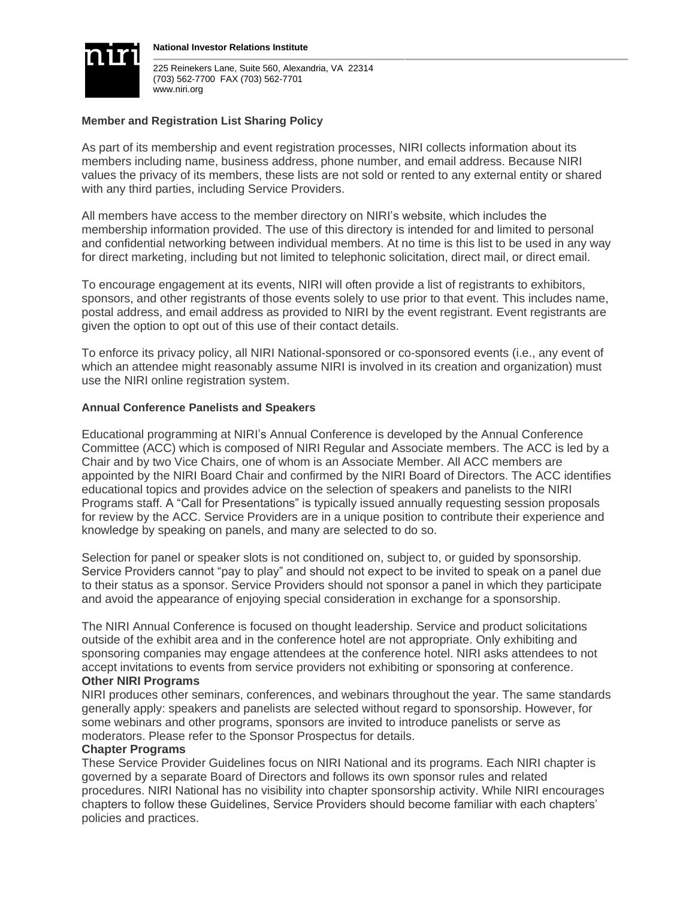**National Investor Relations Institute**

225 Reinekers Lane, Suite 560, Alexandria, VA 22314
(703) 562-7700 FAX (703) 562-7701
www.niri.org

### Member and Registration List Sharing Policy

As part of its membership and event registration processes, NIRI collects information about its members including name, business address, phone number, and email address. Because NIRI values the privacy of its members, these lists are not sold or rented to any external entity or shared with any third parties, including Service Providers.

All members have access to the member directory on NIRI's website, which includes the membership information provided. The use of this directory is intended for and limited to personal and confidential networking between individual members. At no time is this list to be used in any way for direct marketing, including but not limited to telephonic solicitation, direct mail, or direct email.

To encourage engagement at its events, NIRI will often provide a list of registrants to exhibitors, sponsors, and other registrants of those events solely to use prior to that event. This includes name, postal address, and email address as provided to NIRI by the event registrant. Event registrants are given the option to opt out of this use of their contact details.

To enforce its privacy policy, all NIRI National-sponsored or co-sponsored events (i.e., any event of which an attendee might reasonably assume NIRI is involved in its creation and organization) must use the NIRI online registration system.

### Annual Conference Panelists and Speakers

Educational programming at NIRI's Annual Conference is developed by the Annual Conference Committee (ACC) which is composed of NIRI Regular and Associate members. The ACC is led by a Chair and by two Vice Chairs, one of whom is an Associate Member. All ACC members are appointed by the NIRI Board Chair and confirmed by the NIRI Board of Directors. The ACC identifies educational topics and provides advice on the selection of speakers and panelists to the NIRI Programs staff. A "Call for Presentations" is typically issued annually requesting session proposals for review by the ACC. Service Providers are in a unique position to contribute their experience and knowledge by speaking on panels, and many are selected to do so.

Selection for panel or speaker slots is not conditioned on, subject to, or guided by sponsorship. Service Providers cannot "pay to play" and should not expect to be invited to speak on a panel due to their status as a sponsor. Service Providers should not sponsor a panel in which they participate and avoid the appearance of enjoying special consideration in exchange for a sponsorship.

The NIRI Annual Conference is focused on thought leadership. Service and product solicitations outside of the exhibit area and in the conference hotel are not appropriate. Only exhibiting and sponsoring companies may engage attendees at the conference hotel. NIRI asks attendees to not accept invitations to events from service providers not exhibiting or sponsoring at conference.

### Other NIRI Programs

NIRI produces other seminars, conferences, and webinars throughout the year. The same standards generally apply: speakers and panelists are selected without regard to sponsorship. However, for some webinars and other programs, sponsors are invited to introduce panelists or serve as moderators. Please refer to the Sponsor Prospectus for details.

### Chapter Programs

These Service Provider Guidelines focus on NIRI National and its programs. Each NIRI chapter is governed by a separate Board of Directors and follows its own sponsor rules and related procedures. NIRI National has no visibility into chapter sponsorship activity. While NIRI encourages chapters to follow these Guidelines, Service Providers should become familiar with each chapters' policies and practices.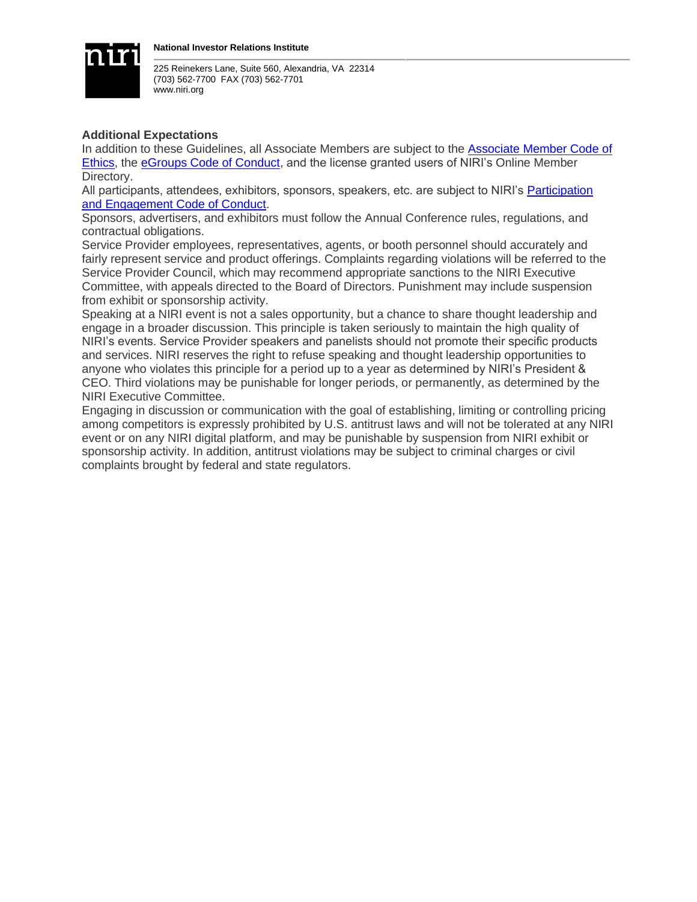### Additional Expectations

In addition to these Guidelines, all Associate Members are subject to the [Associate Member Code of Ethics](), the [eGroups Code of Conduct](), and the license granted users of NIRI's Online Member Directory.

All participants, attendees, exhibitors, sponsors, speakers, etc. are subject to NIRI's [Participation and Engagement Code of Conduct]().

Sponsors, advertisers, and exhibitors must follow the Annual Conference rules, regulations, and contractual obligations.

Service Provider employees, representatives, agents, or booth personnel should accurately and fairly represent service and product offerings. Complaints regarding violations will be referred to the Service Provider Council, which may recommend appropriate sanctions to the NIRI Executive Committee, with appeals directed to the Board of Directors. Punishment may include suspension from exhibit or sponsorship activity.

Speaking at a NIRI event is not a sales opportunity, but a chance to share thought leadership and engage in a broader discussion. This principle is taken seriously to maintain the high quality of NIRI's events. Service Provider speakers and panelists should not promote their specific products and services. NIRI reserves the right to refuse speaking and thought leadership opportunities to anyone who violates this principle for a period up to a year as determined by NIRI's President & CEO. Third violations may be punishable for longer periods, or permanently, as determined by the NIRI Executive Committee.

Engaging in discussion or communication with the goal of establishing, limiting or controlling pricing among competitors is expressly prohibited by U.S. antitrust laws and will not be tolerated at any NIRI event or on any NIRI digital platform, and may be punishable by suspension from NIRI exhibit or sponsorship activity. In addition, antitrust violations may be subject to criminal charges or civil complaints brought by federal and state regulators.